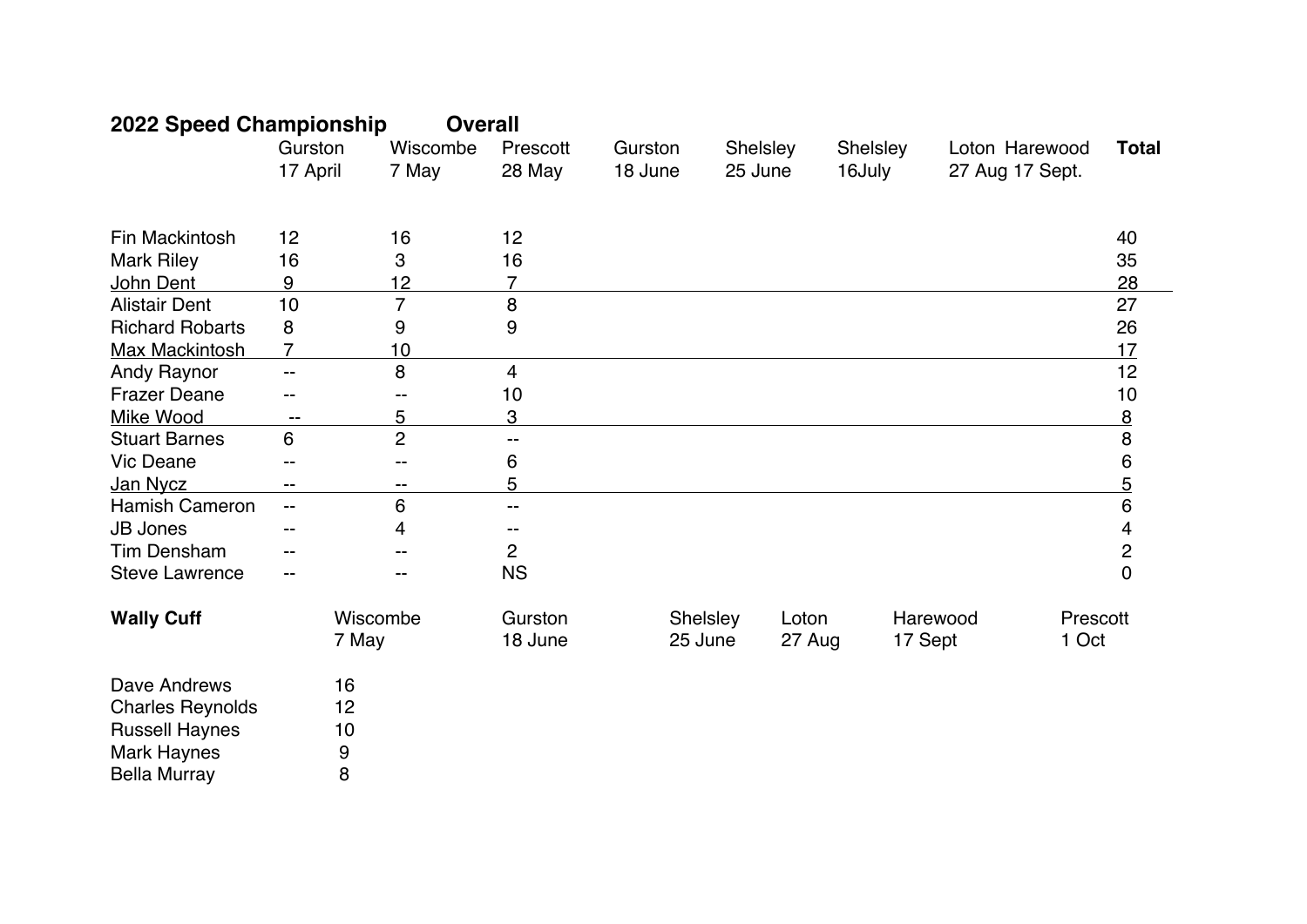**2022 Speed Championship** **Overall**

| | Gurston 17 April | Wiscombe 7 May | Prescott 28 May | Gurston 18 June | Shelsley 25 June | Shelsley 16July | Loton 27 Aug | Harewood 17 Sept. | **Total** |
|---|---|---|---|---|---|---|---|---|---|
| Fin Mackintosh | 12 | 16 | 12 | | | | | | 40 |
| Mark Riley | 16 | 3 | 16 | | | | | | 35 |
| John Dent | 9 | 12 | 7 | | | | | | 28 |
| Alistair Dent | 10 | 7 | 8 | | | | | | 27 |
| Richard Robarts | 8 | 9 | 9 | | | | | | 26 |
| Max Mackintosh | 7 | 10 | | | | | | | 17 |
| Andy Raynor | -- | 8 | 4 | | | | | | 12 |
| Frazer Deane | -- | -- | 10 | | | | | | 10 |
| Mike Wood | -- | 5 | 3 | | | | | | 8 |
| Stuart Barnes | 6 | 2 | -- | | | | | | 8 |
| Vic Deane | -- | -- | 6 | | | | | | 6 |
| Jan Nycz | -- | -- | 5 | | | | | | 5 |
| Hamish Cameron | -- | 6 | -- | | | | | | 6 |
| JB Jones | -- | 4 | -- | | | | | | 4 |
| Tim Densham | -- | -- | 2 | | | | | | 2 |
| Steve Lawrence | -- | -- | NS | | | | | | 0 |

| **Wally Cuff** | Wiscombe 7 May | Gurston 18 June | Shelsley 25 June | Loton 27 Aug | Harewood 17 Sept | Prescott 1 Oct |
|---|---|---|---|---|---|---|
| Dave Andrews | 16 | | | | | |
| Charles Reynolds | 12 | | | | | |
| Russell Haynes | 10 | | | | | |
| Mark Haynes | 9 | | | | | |
| Bella Murray | 8 | | | | | |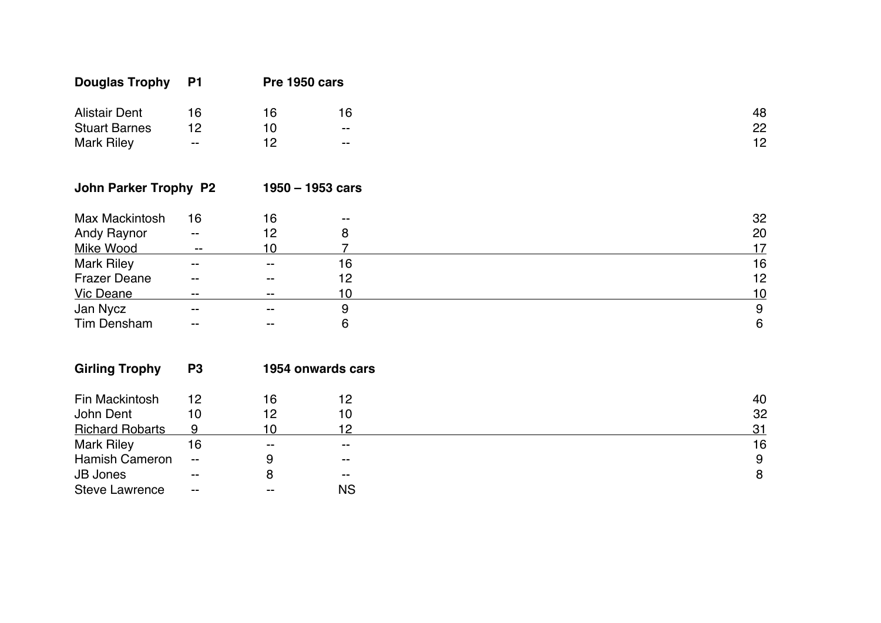**Douglas Trophy P1** **Pre 1950 cars**

| | | | | |
|---|---|---|---|---|
| Alistair Dent | 16 | 16 | 16 | 48 |
| Stuart Barnes | 12 | 10 | -- | 22 |
| Mark Riley | -- | 12 | -- | 12 |

**John Parker Trophy P2** **1950 – 1953 cars**

| | | | | |
|---|---|---|---|---|
| Max Mackintosh | 16 | 16 | -- | 32 |
| Andy Raynor | -- | 12 | 8 | 20 |
| Mike Wood | -- | 10 | 7 | 17 |
| Mark Riley | -- | -- | 16 | 16 |
| Frazer Deane | -- | -- | 12 | 12 |
| Vic Deane | -- | -- | 10 | 10 |
| Jan Nycz | -- | -- | 9 | 9 |
| Tim Densham | -- | -- | 6 | 6 |

**Girling Trophy P3** **1954 onwards cars**

| | | | | |
|---|---|---|---|---|
| Fin Mackintosh | 12 | 16 | 12 | 40 |
| John Dent | 10 | 12 | 10 | 32 |
| Richard Robarts | 9 | 10 | 12 | 31 |
| Mark Riley | 16 | -- | -- | 16 |
| Hamish Cameron | -- | 9 | -- | 9 |
| JB Jones | -- | 8 | -- | 8 |
| Steve Lawrence | -- | -- | NS | |